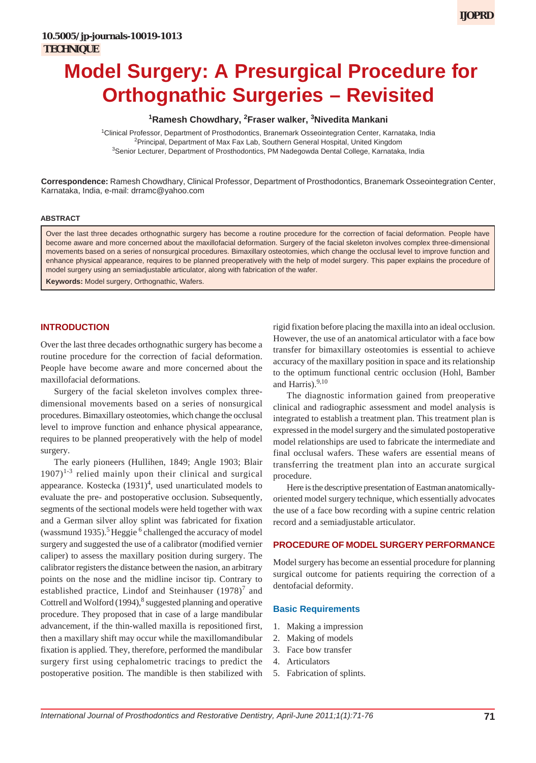10.5005/jp-journals-10019-1013

**TECHNIQUE**

# Model Surgery: A Presurgical Procedure for Orthognathic Surgeries – Revisited

[1]Ramesh Chowdhary, [2]Fraser walker, [3]Nivedita Mankani

[1]Clinical Professor, Department of Prosthodontics, Branemark Osseointegration Center, Karnataka, India
[2]Principal, Department of Max Fax Lab, Southern General Hospital, United Kingdom
[3]Senior Lecturer, Department of Prosthodontics, PM Nadegowda Dental College, Karnataka, India

**Correspondence:** Ramesh Chowdhary, Clinical Professor, Department of Prosthodontics, Branemark Osseointegration Center, Karnataka, India, e-mail: drramc@yahoo.com

### ABSTRACT

Over the last three decades orthognathic surgery has become a routine procedure for the correction of facial deformation. People have become aware and more concerned about the maxillofacial deformation. Surgery of the facial skeleton involves complex three-dimensional movements based on a series of nonsurgical procedures. Bimaxillary osteotomies, which change the occlusal level to improve function and enhance physical appearance, requires to be planned preoperatively with the help of model surgery. This paper explains the procedure of model surgery using an semiadjustable articulator, along with fabrication of the wafer.

**Keywords:** Model surgery, Orthognathic, Wafers.

## INTRODUCTION

Over the last three decades orthognathic surgery has become a routine procedure for the correction of facial deformation. People have become aware and more concerned about the maxillofacial deformations.

Surgery of the facial skeleton involves complex three-dimensional movements based on a series of nonsurgical procedures. Bimaxillary osteotomies, which change the occlusal level to improve function and enhance physical appearance, requires to be planned preoperatively with the help of model surgery.

The early pioneers (Hullihen, 1849; Angle 1903; Blair 1907)[1-3] relied mainly upon their clinical and surgical appearance. Kostecka (1931)[4], used unarticulated models to evaluate the pre- and postoperative occlusion. Subsequently, segments of the sectional models were held together with wax and a German silver alloy splint was fabricated for fixation (wassmund 1935).[5] Heggie [6] challenged the accuracy of model surgery and suggested the use of a calibrator (modified vernier caliper) to assess the maxillary position during surgery. The calibrator registers the distance between the nasion, an arbitrary points on the nose and the midline incisor tip. Contrary to established practice, Lindof and Steinhauser (1978)[7] and Cottrell and Wolford (1994),[8] suggested planning and operative procedure. They proposed that in case of a large mandibular advancement, if the thin-walled maxilla is repositioned first, then a maxillary shift may occur while the maxillomandibular fixation is applied. They, therefore, performed the mandibular surgery first using cephalometric tracings to predict the postoperative position. The mandible is then stabilized with rigid fixation before placing the maxilla into an ideal occlusion. However, the use of an anatomical articulator with a face bow transfer for bimaxillary osteotomies is essential to achieve accuracy of the maxillary position in space and its relationship to the optimum functional centric occlusion (Hohl, Bamber and Harris).[9,10]

The diagnostic information gained from preoperative clinical and radiographic assessment and model analysis is integrated to establish a treatment plan. This treatment plan is expressed in the model surgery and the simulated postoperative model relationships are used to fabricate the intermediate and final occlusal wafers. These wafers are essential means of transferring the treatment plan into an accurate surgical procedure.

Here is the descriptive presentation of Eastman anatomically-oriented model surgery technique, which essentially advocates the use of a face bow recording with a supine centric relation record and a semiadjustable articulator.

## PROCEDURE OF MODEL SURGERY PERFORMANCE

Model surgery has become an essential procedure for planning surgical outcome for patients requiring the correction of a dentofacial deformity.

### Basic Requirements

1. Making a impression
2. Making of models
3. Face bow transfer
4. Articulators
5. Fabrication of splints.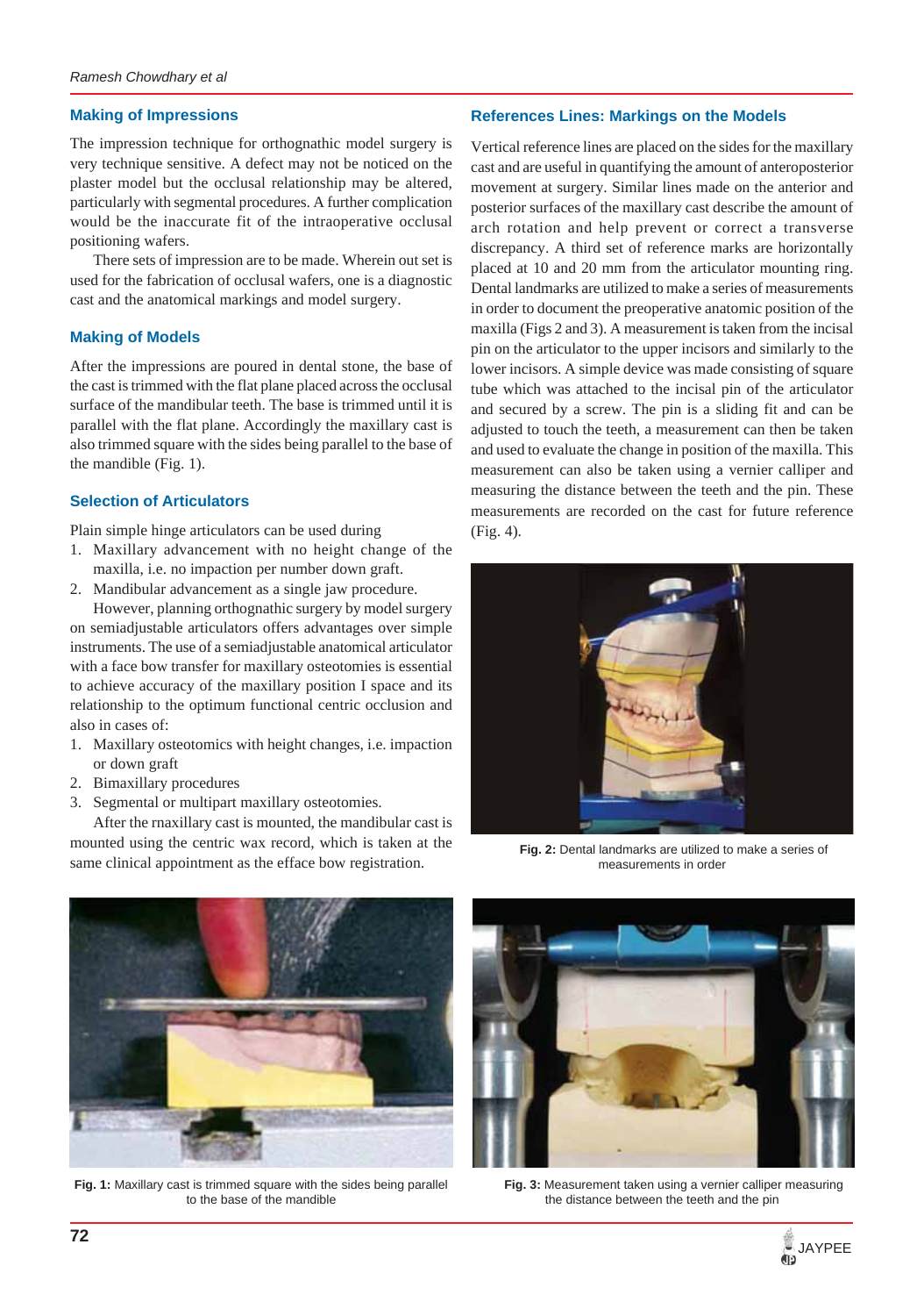## Making of Impressions

The impression technique for orthognathic model surgery is very technique sensitive. A defect may not be noticed on the plaster model but the occlusal relationship may be altered, particularly with segmental procedures. A further complication would be the inaccurate fit of the intraoperative occlusal positioning wafers.

There sets of impression are to be made. Wherein out set is used for the fabrication of occlusal wafers, one is a diagnostic cast and the anatomical markings and model surgery.

## Making of Models

After the impressions are poured in dental stone, the base of the cast is trimmed with the flat plane placed across the occlusal surface of the mandibular teeth. The base is trimmed until it is parallel with the flat plane. Accordingly the maxillary cast is also trimmed square with the sides being parallel to the base of the mandible (Fig. 1).

## Selection of Articulators

Plain simple hinge articulators can be used during

1. Maxillary advancement with no height change of the maxilla, i.e. no impaction per number down graft.
2. Mandibular advancement as a single jaw procedure.

However, planning orthognathic surgery by model surgery on semiadjustable articulators offers advantages over simple instruments. The use of a semiadjustable anatomical articulator with a face bow transfer for maxillary osteotomies is essential to achieve accuracy of the maxillary position I space and its relationship to the optimum functional centric occlusion and also in cases of:

1. Maxillary osteotomics with height changes, i.e. impaction or down graft
2. Bimaxillary procedures
3. Segmental or multipart maxillary osteotomies.

After the rnaxillary cast is mounted, the mandibular cast is mounted using the centric wax record, which is taken at the same clinical appointment as the efface bow registration.

Fig. 1: Maxillary cast is trimmed square with the sides being parallel to the base of the mandible

## References Lines: Markings on the Models

Vertical reference lines are placed on the sides for the maxillary cast and are useful in quantifying the amount of anteroposterior movement at surgery. Similar lines made on the anterior and posterior surfaces of the maxillary cast describe the amount of arch rotation and help prevent or correct a transverse discrepancy. A third set of reference marks are horizontally placed at 10 and 20 mm from the articulator mounting ring. Dental landmarks are utilized to make a series of measurements in order to document the preoperative anatomic position of the maxilla (Figs 2 and 3). A measurement is taken from the incisal pin on the articulator to the upper incisors and similarly to the lower incisors. A simple device was made consisting of square tube which was attached to the incisal pin of the articulator and secured by a screw. The pin is a sliding fit and can be adjusted to touch the teeth, a measurement can then be taken and used to evaluate the change in position of the maxilla. This measurement can also be taken using a vernier calliper and measuring the distance between the teeth and the pin. These measurements are recorded on the cast for future reference (Fig. 4).

Fig. 2: Dental landmarks are utilized to make a series of measurements in order

Fig. 3: Measurement taken using a vernier calliper measuring the distance between the teeth and the pin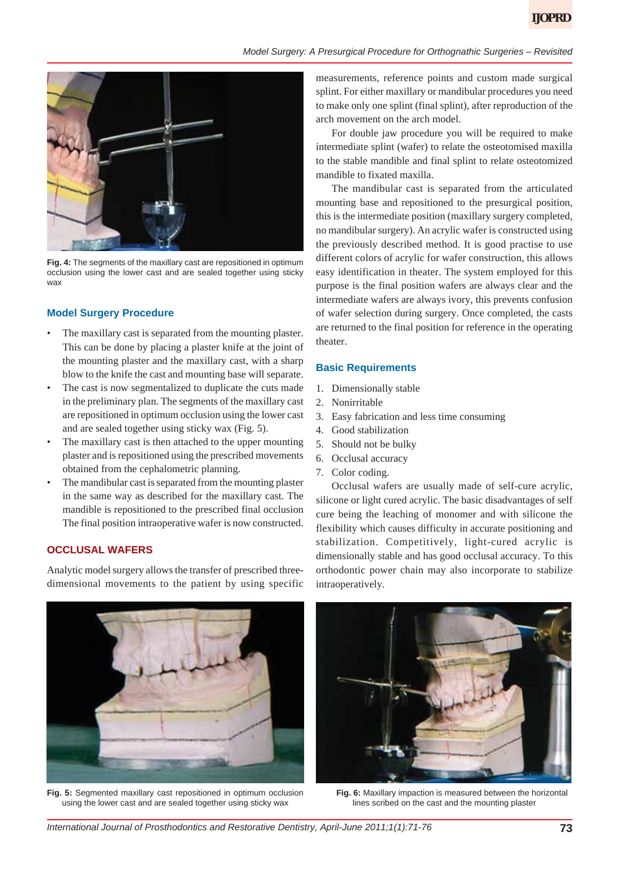Fig. 4: The segments of the maxillary cast are repositioned in optimum occlusion using the lower cast and are sealed together using sticky wax

### Model Surgery Procedure

- The maxillary cast is separated from the mounting plaster. This can be done by placing a plaster knife at the joint of the mounting plaster and the maxillary cast, with a sharp blow to the knife the cast and mounting base will separate.
- The cast is now segmentalized to duplicate the cuts made in the preliminary plan. The segments of the maxillary cast are repositioned in optimum occlusion using the lower cast and are sealed together using sticky wax (Fig. 5).
- The maxillary cast is then attached to the upper mounting plaster and is repositioned using the prescribed movements obtained from the cephalometric planning.
- The mandibular cast is separated from the mounting plaster in the same way as described for the maxillary cast. The mandible is repositioned to the prescribed final occlusion The final position intraoperative wafer is now constructed.

## OCCLUSAL WAFERS

Analytic model surgery allows the transfer of prescribed three-dimensional movements to the patient by using specific measurements, reference points and custom made surgical splint. For either maxillary or mandibular procedures you need to make only one splint (final splint), after reproduction of the arch movement on the arch model.

For double jaw procedure you will be required to make intermediate splint (wafer) to relate the osteotomised maxilla to the stable mandible and final splint to relate osteotomized mandible to fixated maxilla.

The mandibular cast is separated from the articulated mounting base and repositioned to the presurgical position, this is the intermediate position (maxillary surgery completed, no mandibular surgery). An acrylic wafer is constructed using the previously described method. It is good practise to use different colors of acrylic for wafer construction, this allows easy identification in theater. The system employed for this purpose is the final position wafers are always clear and the intermediate wafers are always ivory, this prevents confusion of wafer selection during surgery. Once completed, the casts are returned to the final position for reference in the operating theater.

### Basic Requirements

1. Dimensionally stable
2. Nonirritable
3. Easy fabrication and less time consuming
4. Good stabilization
5. Should not be bulky
6. Occlusal accuracy
7. Color coding.

Occlusal wafers are usually made of self-cure acrylic, silicone or light cured acrylic. The basic disadvantages of self cure being the leaching of monomer and with silicone the flexibility which causes difficulty in accurate positioning and stabilization. Competitively, light-cured acrylic is dimensionally stable and has good occlusal accuracy. To this orthodontic power chain may also incorporate to stabilize intraoperatively.

Fig. 5: Segmented maxillary cast repositioned in optimum occlusion using the lower cast and are sealed together using sticky wax

Fig. 6: Maxillary impaction is measured between the horizontal lines scribed on the cast and the mounting plaster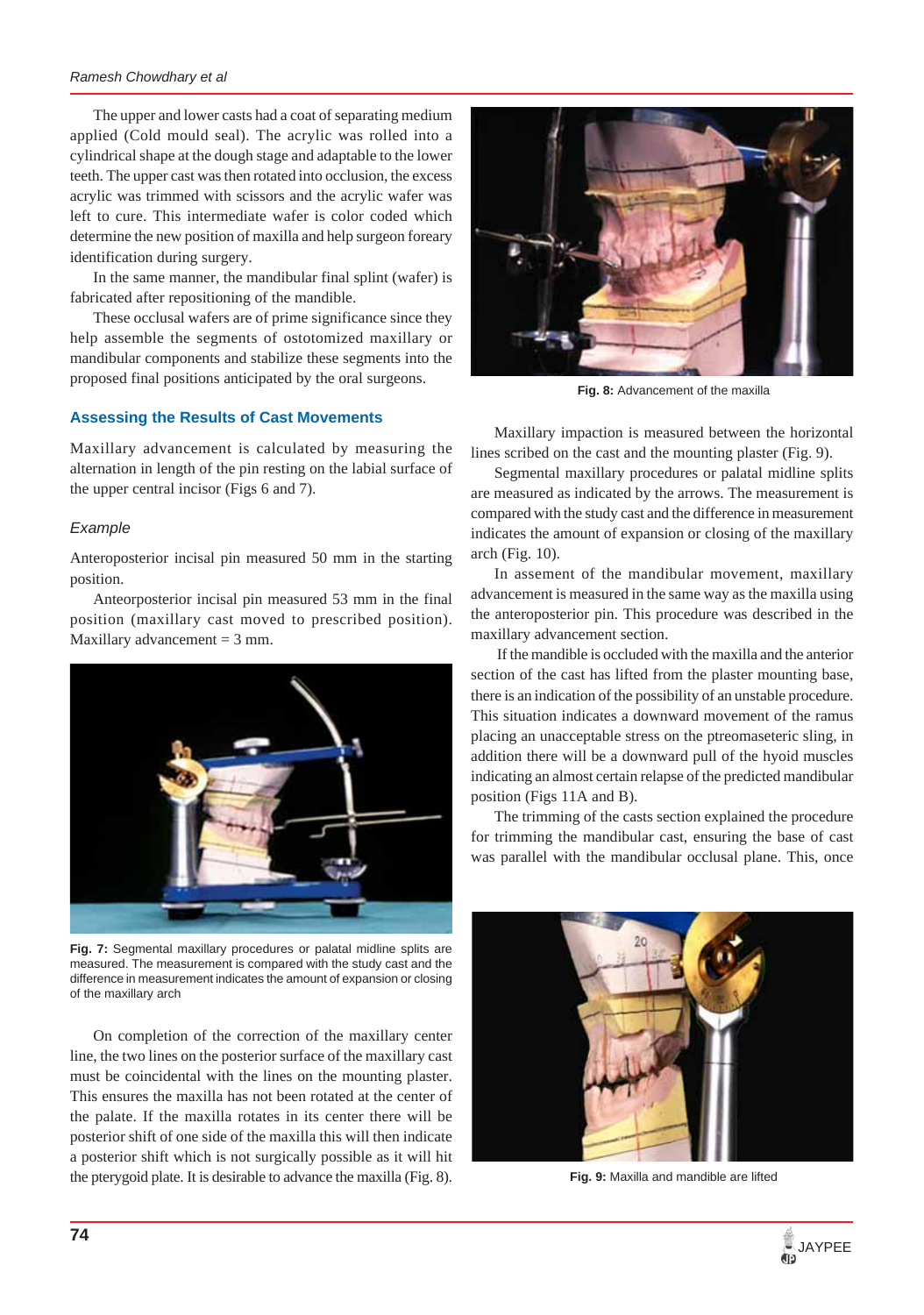The upper and lower casts had a coat of separating medium applied (Cold mould seal). The acrylic was rolled into a cylindrical shape at the dough stage and adaptable to the lower teeth. The upper cast was then rotated into occlusion, the excess acrylic was trimmed with scissors and the acrylic wafer was left to cure. This intermediate wafer is color coded which determine the new position of maxilla and help surgeon foreary identification during surgery.

In the same manner, the mandibular final splint (wafer) is fabricated after repositioning of the mandible.

These occlusal wafers are of prime significance since they help assemble the segments of ostotomized maxillary or mandibular components and stabilize these segments into the proposed final positions anticipated by the oral surgeons.

## Assessing the Results of Cast Movements

Maxillary advancement is calculated by measuring the alternation in length of the pin resting on the labial surface of the upper central incisor (Figs 6 and 7).

### *Example*

Anteroposterior incisal pin measured 50 mm in the starting position.

Anteorposterior incisal pin measured 53 mm in the final position (maxillary cast moved to prescribed position). Maxillary advancement = 3 mm.

**Fig. 7:** Segmental maxillary procedures or palatal midline splits are measured. The measurement is compared with the study cast and the difference in measurement indicates the amount of expansion or closing of the maxillary arch

On completion of the correction of the maxillary center line, the two lines on the posterior surface of the maxillary cast must be coincidental with the lines on the mounting plaster. This ensures the maxilla has not been rotated at the center of the palate. If the maxilla rotates in its center there will be posterior shift of one side of the maxilla this will then indicate a posterior shift which is not surgically possible as it will hit the pterygoid plate. It is desirable to advance the maxilla (Fig. 8).

**Fig. 8:** Advancement of the maxilla

Maxillary impaction is measured between the horizontal lines scribed on the cast and the mounting plaster (Fig. 9).

Segmental maxillary procedures or palatal midline splits are measured as indicated by the arrows. The measurement is compared with the study cast and the difference in measurement indicates the amount of expansion or closing of the maxillary arch (Fig. 10).

In assement of the mandibular movement, maxillary advancement is measured in the same way as the maxilla using the anteroposterior pin. This procedure was described in the maxillary advancement section.

If the mandible is occluded with the maxilla and the anterior section of the cast has lifted from the plaster mounting base, there is an indication of the possibility of an unstable procedure. This situation indicates a downward movement of the ramus placing an unacceptable stress on the ptreomaseteric sling, in addition there will be a downward pull of the hyoid muscles indicating an almost certain relapse of the predicted mandibular position (Figs 11A and B).

The trimming of the casts section explained the procedure for trimming the mandibular cast, ensuring the base of cast was parallel with the mandibular occlusal plane. This, once

**Fig. 9:** Maxilla and mandible are lifted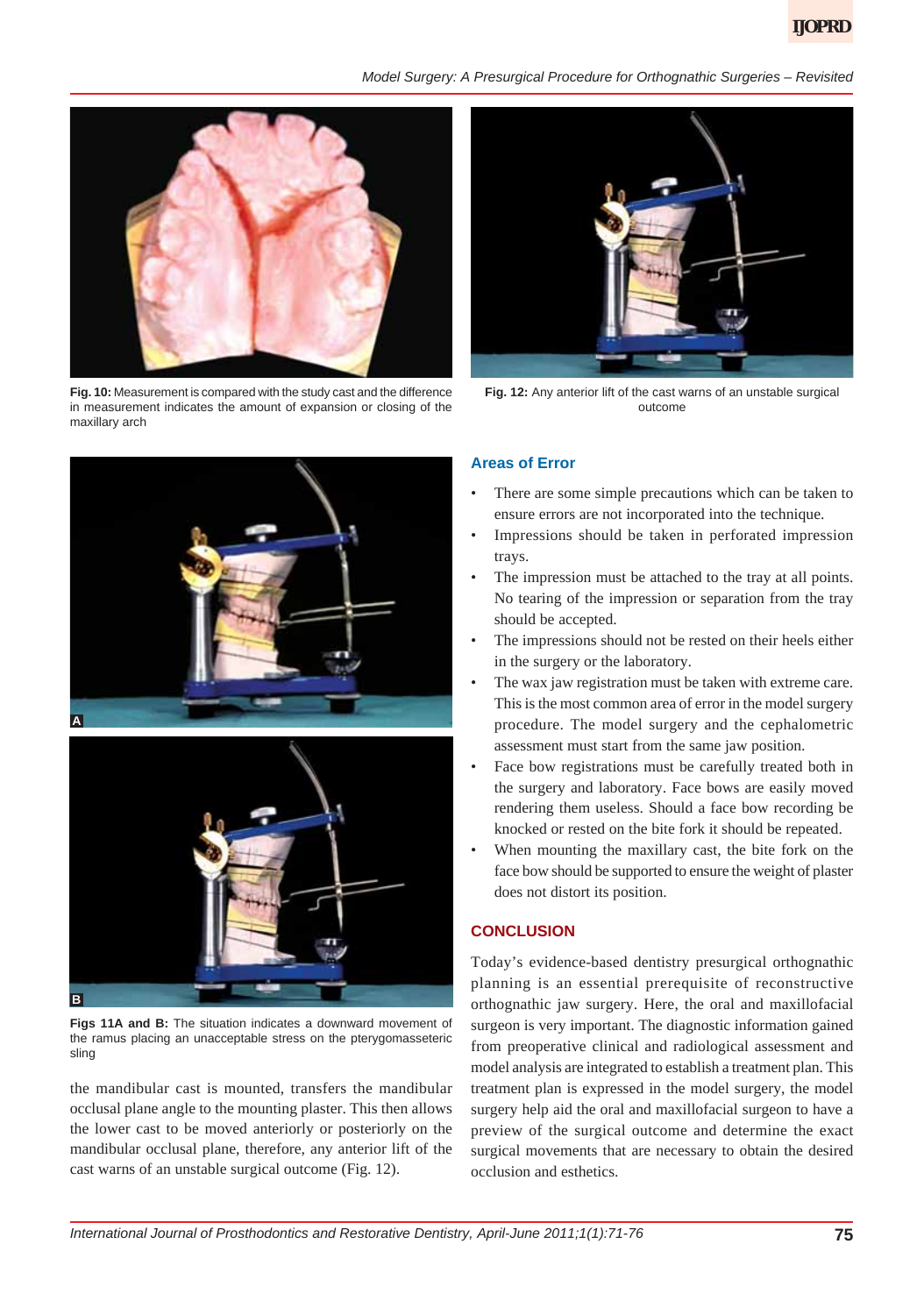Fig. 10: Measurement is compared with the study cast and the difference in measurement indicates the amount of expansion or closing of the maxillary arch

Fig. 12: Any anterior lift of the cast warns of an unstable surgical outcome

Figs 11A and B: The situation indicates a downward movement of the ramus placing an unacceptable stress on the pterygomasseteric sling

the mandibular cast is mounted, transfers the mandibular occlusal plane angle to the mounting plaster. This then allows the lower cast to be moved anteriorly or posteriorly on the mandibular occlusal plane, therefore, any anterior lift of the cast warns of an unstable surgical outcome (Fig. 12).

## Areas of Error

- There are some simple precautions which can be taken to ensure errors are not incorporated into the technique.
- Impressions should be taken in perforated impression trays.
- The impression must be attached to the tray at all points. No tearing of the impression or separation from the tray should be accepted.
- The impressions should not be rested on their heels either in the surgery or the laboratory.
- The wax jaw registration must be taken with extreme care. This is the most common area of error in the model surgery procedure. The model surgery and the cephalometric assessment must start from the same jaw position.
- Face bow registrations must be carefully treated both in the surgery and laboratory. Face bows are easily moved rendering them useless. Should a face bow recording be knocked or rested on the bite fork it should be repeated.
- When mounting the maxillary cast, the bite fork on the face bow should be supported to ensure the weight of plaster does not distort its position.

## CONCLUSION

Today's evidence-based dentistry presurgical orthognathic planning is an essential prerequisite of reconstructive orthognathic jaw surgery. Here, the oral and maxillofacial surgeon is very important. The diagnostic information gained from preoperative clinical and radiological assessment and model analysis are integrated to establish a treatment plan. This treatment plan is expressed in the model surgery, the model surgery help aid the oral and maxillofacial surgeon to have a preview of the surgical outcome and determine the exact surgical movements that are necessary to obtain the desired occlusion and esthetics.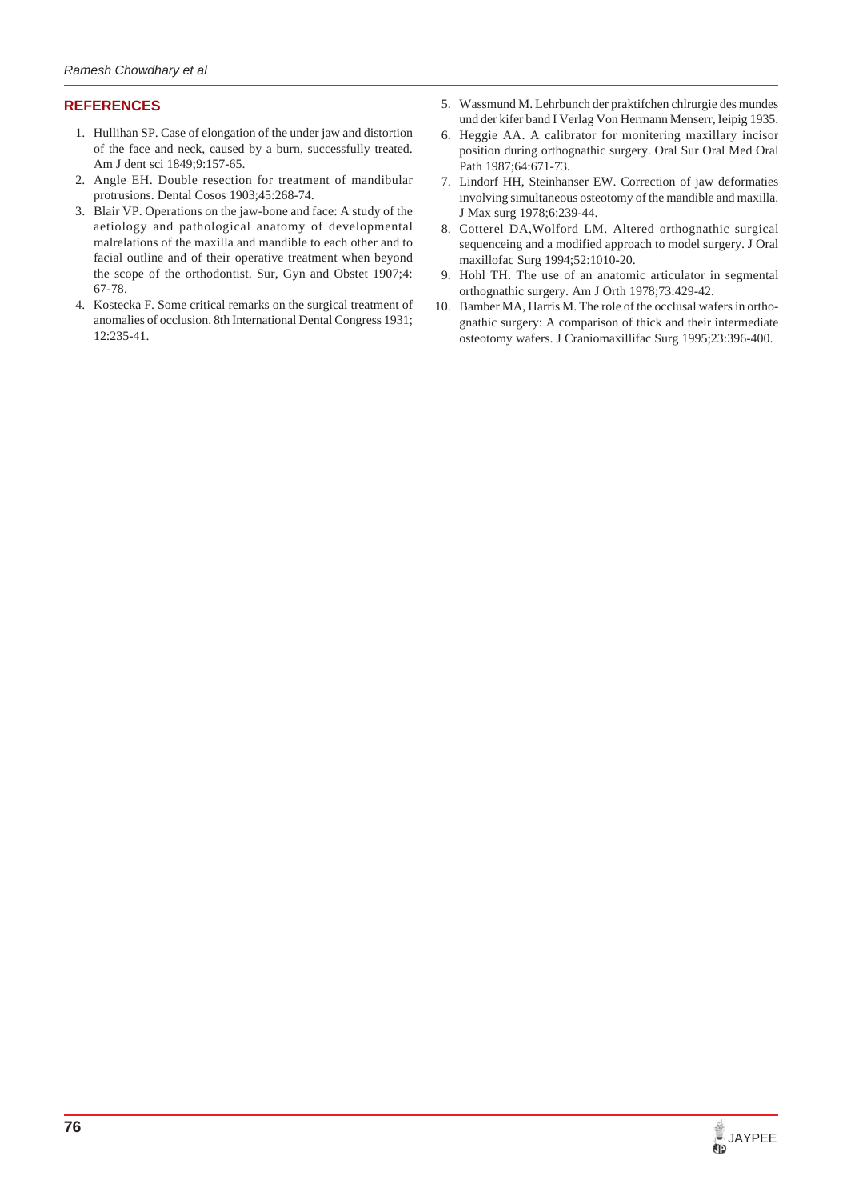## REFERENCES

1. Hullihan SP. Case of elongation of the under jaw and distortion of the face and neck, caused by a burn, successfully treated. Am J dent sci 1849;9:157-65.
2. Angle EH. Double resection for treatment of mandibular protrusions. Dental Cosos 1903;45:268-74.
3. Blair VP. Operations on the jaw-bone and face: A study of the aetiology and pathological anatomy of developmental malrelations of the maxilla and mandible to each other and to facial outline and of their operative treatment when beyond the scope of the orthodontist. Sur, Gyn and Obstet 1907;4: 67-78.
4. Kostecka F. Some critical remarks on the surgical treatment of anomalies of occlusion. 8th International Dental Congress 1931; 12:235-41.
5. Wassmund M. Lehrbunch der praktifchen chlrurgie des mundes und der kifer band I Verlag Von Hermann Menserr, Ieipig 1935.
6. Heggie AA. A calibrator for monitering maxillary incisor position during orthognathic surgery. Oral Sur Oral Med Oral Path 1987;64:671-73.
7. Lindorf HH, Steinhanser EW. Correction of jaw deformaties involving simultaneous osteotomy of the mandible and maxilla. J Max surg 1978;6:239-44.
8. Cotterel DA,Wolford LM. Altered orthognathic surgical sequenceing and a modified approach to model surgery. J Oral maxillofac Surg 1994;52:1010-20.
9. Hohl TH. The use of an anatomic articulator in segmental orthognathic surgery. Am J Orth 1978;73:429-42.
10. Bamber MA, Harris M. The role of the occlusal wafers in orthognathic surgery: A comparison of thick and their intermediate osteotomy wafers. J Craniomaxillifac Surg 1995;23:396-400.